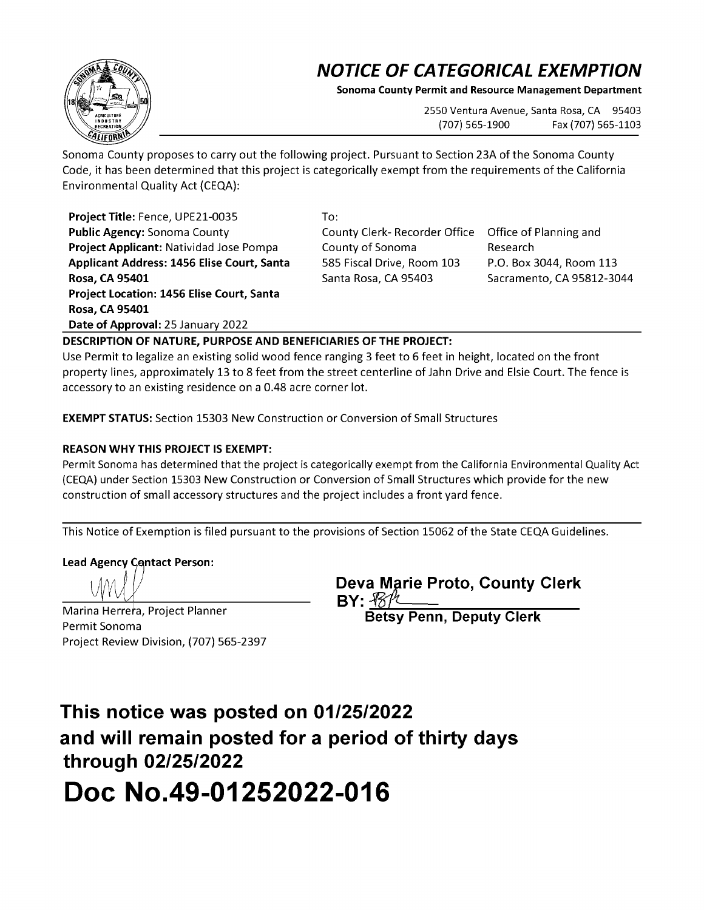# *NOTICE OF CATEGORICAL EXEMPTION*

**Sonoma County Permit and Resource Management Department**

2550 Ventura Avenue, Santa Rosa, CA 95403
(707) 565-1900 Fax (707) 565-1103

Sonoma County proposes to carry out the following project. Pursuant to Section 23A of the Sonoma County Code, it has been determined that this project is categorically exempt from the requirements of the California Environmental Quality Act (CEQA):

**Project Title:** Fence, UPE21-0035
**Public Agency:** Sonoma County
**Project Applicant:** Natividad Jose Pompa
**Applicant Address: 1456 Elise Court, Santa Rosa, CA 95401**
**Project Location: 1456 Elise Court, Santa Rosa, CA 95401**
**Date of Approval:** 25 January 2022

To:

County Clerk- Recorder Office
County of Sonoma
585 Fiscal Drive, Room 103
Santa Rosa, CA 95403

Office of Planning and Research
P.O. Box 3044, Room 113
Sacramento, CA 95812-3044

**DESCRIPTION OF NATURE, PURPOSE AND BENEFICIARIES OF THE PROJECT:**
Use Permit to legalize an existing solid wood fence ranging 3 feet to 6 feet in height, located on the front property lines, approximately 13 to 8 feet from the street centerline of Jahn Drive and Elsie Court. The fence is accessory to an existing residence on a 0.48 acre corner lot.

**EXEMPT STATUS:** Section 15303 New Construction or Conversion of Small Structures

**REASON WHY THIS PROJECT IS EXEMPT:**
Permit Sonoma has determined that the project is categorically exempt from the California Environmental Quality Act (CEQA) under Section 15303 New Construction or Conversion of Small Structures which provide for the new construction of small accessory structures and the project includes a front yard fence.

This Notice of Exemption is filed pursuant to the provisions of Section 15062 of the State CEQA Guidelines.

**Lead Agency Contact Person:**

Marina Herrera, Project Planner
Permit Sonoma
Project Review Division, (707) 565-2397

**Deva Marie Proto, County Clerk**
**BY:**
**Betsy Penn, Deputy Clerk**

## This notice was posted on 01/25/2022 and will remain posted for a period of thirty days through 02/25/2022

# Doc No.49-01252022-016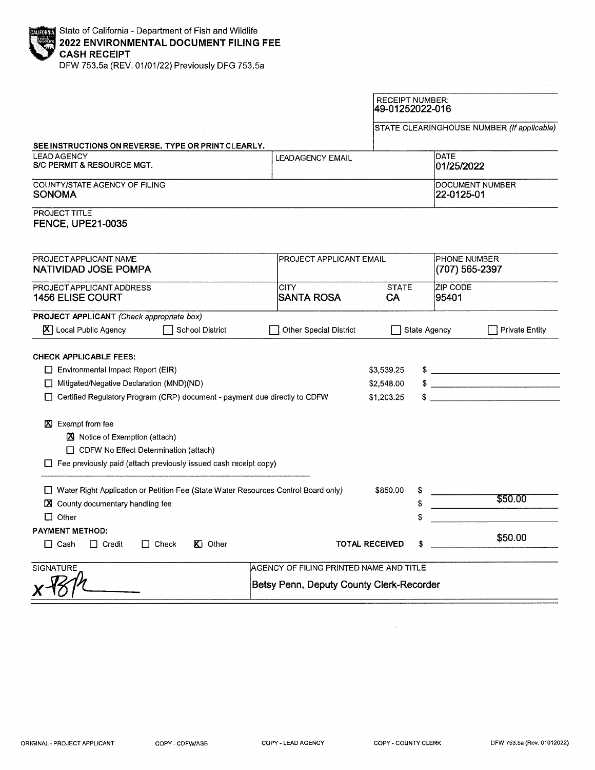State of California - Department of Fish and Wildlife
**2022 ENVIRONMENTAL DOCUMENT FILING FEE**
**CASH RECEIPT**
DFW 753.5a (REV. 01/01/22) Previously DFG 753.5a

| | |
|---|---|
| RECEIPT NUMBER: | 49-01252022-016 |
| STATE CLEARINGHOUSE NUMBER *(If applicable)* | |

**SEE INSTRUCTIONS ON REVERSE. TYPE OR PRINT CLEARLY.**

| LEAD AGENCY | LEAD AGENCY EMAIL | DATE |
|---|---|---|
| S/C PERMIT & RESOURCE MGT. | | 01/25/2022 |

| COUNTY/STATE AGENCY OF FILING | DOCUMENT NUMBER |
|---|---|
| SONOMA | 22-0125-01 |

PROJECT TITLE
**FENCE, UPE21-0035**

| PROJECT APPLICANT NAME | PROJECT APPLICANT EMAIL | PHONE NUMBER |
|---|---|---|
| NATIVIDAD JOSE POMPA | | (707) 565-2397 |

| PROJECT APPLICANT ADDRESS | CITY | STATE | ZIP CODE |
|---|---|---|---|
| 1456 ELISE COURT | SANTA ROSA | CA | 95401 |

**PROJECT APPLICANT** *(Check appropriate box)*

[X] Local Public Agency [ ] School District [ ] Other Special District [ ] State Agency [ ] Private Entity

**CHECK APPLICABLE FEES:**

| | | |
|---|---|---|
| [ ] Environmental Impact Report (EIR) | $3,539.25 | $ |
| [ ] Mitigated/Negative Declaration (MND)(ND) | $2,548.00 | $ |
| [ ] Certified Regulatory Program (CRP) document - payment due directly to CDFW | $1,203.25 | $ |

[X] Exempt from fee
- [X] Notice of Exemption (attach)
- [ ] CDFW No Effect Determination (attach)

[ ] Fee previously paid (attach previously issued cash receipt copy)

| | | |
|---|---|---|
| [ ] Water Right Application or Petition Fee (State Water Resources Control Board only) | $850.00 | $ |
| [X] County documentary handling fee | | $ $50.00 |
| [ ] Other | | $ |

**PAYMENT METHOD:**

[ ] Cash [ ] Credit [ ] Check [X] Other

**TOTAL RECEIVED** $ $50.00

| SIGNATURE | AGENCY OF FILING PRINTED NAME AND TITLE |
|---|---|
| X (signature) | Betsy Penn, Deputy County Clerk-Recorder |

ORIGINAL - PROJECT APPLICANT COPY - CDFW/ASB COPY - LEAD AGENCY COPY - COUNTY CLERK DFW 753.5a (Rev. 01012022)